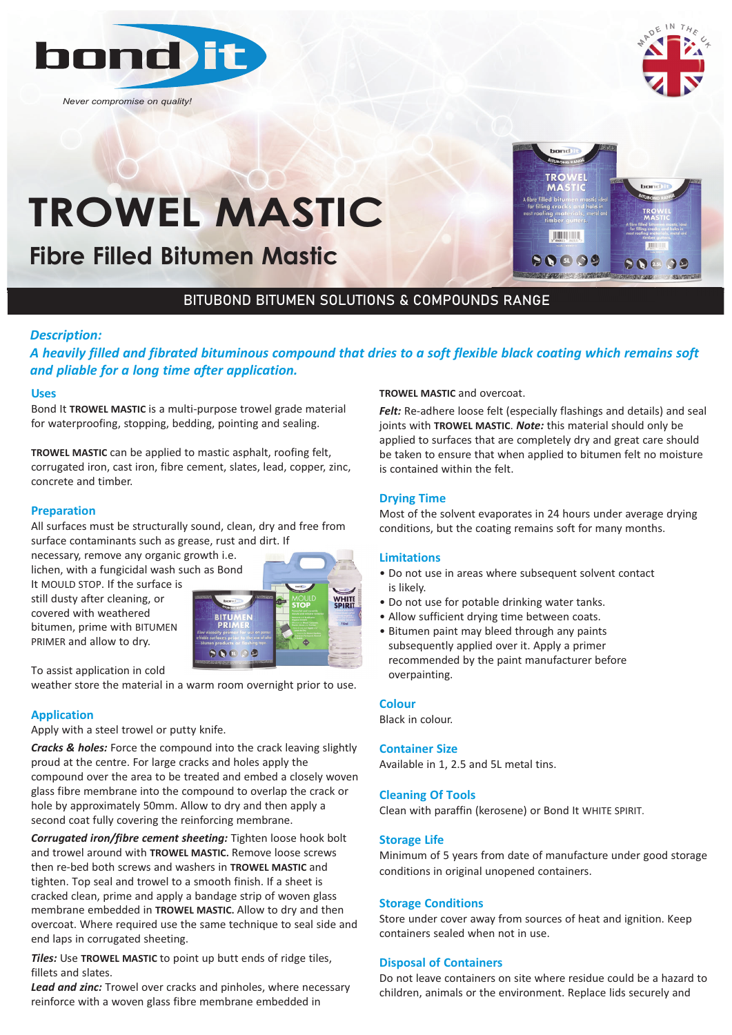bond it

*Never compromise on quality!*

# TROWEL MASTIC

## Fibre Filled Bitumen Mastic

BITUBOND BITUMEN SOLUTIONS & COMPOUNDS RANGE

### *Description:*

***A heavily filled and fibrated bituminous compound that dries to a soft flexible black coating which remains soft and pliable for a long time after application.***

### Uses

Bond It **TROWEL MASTIC** is a multi-purpose trowel grade material for waterproofing, stopping, bedding, pointing and sealing.

**TROWEL MASTIC** can be applied to mastic asphalt, roofing felt, corrugated iron, cast iron, fibre cement, slates, lead, copper, zinc, concrete and timber.

### Preparation

All surfaces must be structurally sound, clean, dry and free from surface contaminants such as grease, rust and dirt. If necessary, remove any organic growth i.e. lichen, with a fungicidal wash such as Bond It MOULD STOP. If the surface is still dusty after cleaning, or covered with weathered bitumen, prime with BITUMEN PRIMER and allow to dry.

To assist application in cold weather store the material in a warm room overnight prior to use.

### Application

Apply with a steel trowel or putty knife.

***Cracks & holes:*** Force the compound into the crack leaving slightly proud at the centre. For large cracks and holes apply the compound over the area to be treated and embed a closely woven glass fibre membrane into the compound to overlap the crack or hole by approximately 50mm. Allow to dry and then apply a second coat fully covering the reinforcing membrane.

***Corrugated iron/fibre cement sheeting:*** Tighten loose hook bolt and trowel around with **TROWEL MASTIC.** Remove loose screws then re-bed both screws and washers in **TROWEL MASTIC** and tighten. Top seal and trowel to a smooth finish. If a sheet is cracked clean, prime and apply a bandage strip of woven glass membrane embedded in **TROWEL MASTIC.** Allow to dry and then overcoat. Where required use the same technique to seal side and end laps in corrugated sheeting.

***Tiles:*** Use **TROWEL MASTIC** to point up butt ends of ridge tiles, fillets and slates.

***Lead and zinc:*** Trowel over cracks and pinholes, where necessary reinforce with a woven glass fibre membrane embedded in **TROWEL MASTIC** and overcoat.

***Felt:*** Re-adhere loose felt (especially flashings and details) and seal joints with **TROWEL MASTIC**. ***Note:*** this material should only be applied to surfaces that are completely dry and great care should be taken to ensure that when applied to bitumen felt no moisture is contained within the felt.

### Drying Time

Most of the solvent evaporates in 24 hours under average drying conditions, but the coating remains soft for many months.

### Limitations

- Do not use in areas where subsequent solvent contact is likely.
- Do not use for potable drinking water tanks.
- Allow sufficient drying time between coats.
- Bitumen paint may bleed through any paints subsequently applied over it. Apply a primer recommended by the paint manufacturer before overpainting.

### Colour

Black in colour.

### Container Size

Available in 1, 2.5 and 5L metal tins.

### Cleaning Of Tools

Clean with paraffin (kerosene) or Bond It WHITE SPIRIT.

### Storage Life

Minimum of 5 years from date of manufacture under good storage conditions in original unopened containers.

### Storage Conditions

Store under cover away from sources of heat and ignition. Keep containers sealed when not in use.

### Disposal of Containers

Do not leave containers on site where residue could be a hazard to children, animals or the environment. Replace lids securely and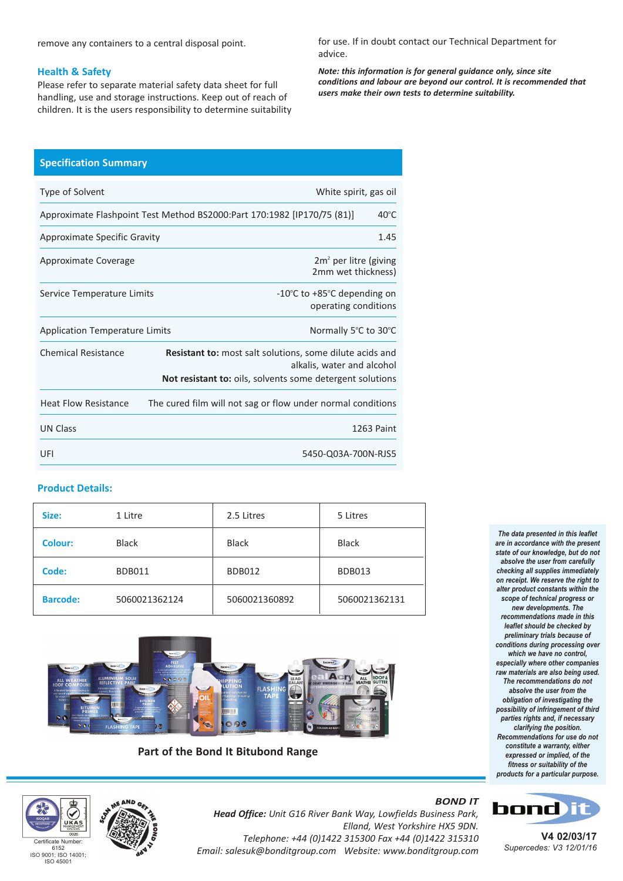remove any containers to a central disposal point.

## Health & Safety

Please refer to separate material safety data sheet for full handling, use and storage instructions. Keep out of reach of children. It is the users responsibility to determine suitability for use. If in doubt contact our Technical Department for advice.

***Note: this information is for general guidance only, since site conditions and labour are beyond our control. It is recommended that users make their own tests to determine suitability.***

## Specification Summary

| | |
|---|---|
| Type of Solvent | White spirit, gas oil |
| Approximate Flashpoint Test Method BS2000:Part 170:1982 [IP170/75 (81)] | 40°C |
| Approximate Specific Gravity | 1.45 |
| Approximate Coverage | $2m^2$ per litre (giving 2mm wet thickness) |
| Service Temperature Limits | -10°C to +85°C depending on operating conditions |
| Application Temperature Limits | Normally 5°C to 30°C |
| Chemical Resistance | **Resistant to:** most salt solutions, some dilute acids and alkalis, water and alcohol **Not resistant to:** oils, solvents some detergent solutions |
| Heat Flow Resistance | The cured film will not sag or flow under normal conditions |
| UN Class | 1263 Paint |
| UFI | 5450-Q03A-700N-RJS5 |

## Product Details:

| | | | |
|---|---|---|---|
| **Size:** | 1 Litre | 2.5 Litres | 5 Litres |
| **Colour:** | Black | Black | Black |
| **Code:** | BDB011 | BDB012 | BDB013 |
| **Barcode:** | 5060021362124 | 5060021360892 | 5060021362131 |

**Part of the Bond It Bitubond Range**

*The data presented in this leaflet are in accordance with the present state of our knowledge, but do not absolve the user from carefully checking all supplies immediately on receipt. We reserve the right to alter product constants within the scope of technical progress or new developments. The recommendations made in this leaflet should be checked by preliminary trials because of conditions during processing over which we have no control, especially where other companies raw materials are also being used. The recommendations do not absolve the user from the obligation of investigating the possibility of infringement of third parties rights and, if necessary clarifying the position. Recommendations for use do not constitute a warranty, either expressed or implied, of the fitness or suitability of the products for a particular purpose.*

Certificate Number: 6152
ISO 9001; ISO 14001; ISO 45001

SCAN ME AND GET THE BOND IT APP

***BOND IT***
***Head Office:*** *Unit G16 River Bank Way, Lowfields Business Park, Elland, West Yorkshire HX5 9DN.*
*Telephone: +44 (0)1422 315300 Fax +44 (0)1422 315310*
*Email: salesuk@bonditgroup.com Website: www.bonditgroup.com*

**V4 02/03/17**
Supercedes: V3 12/01/16